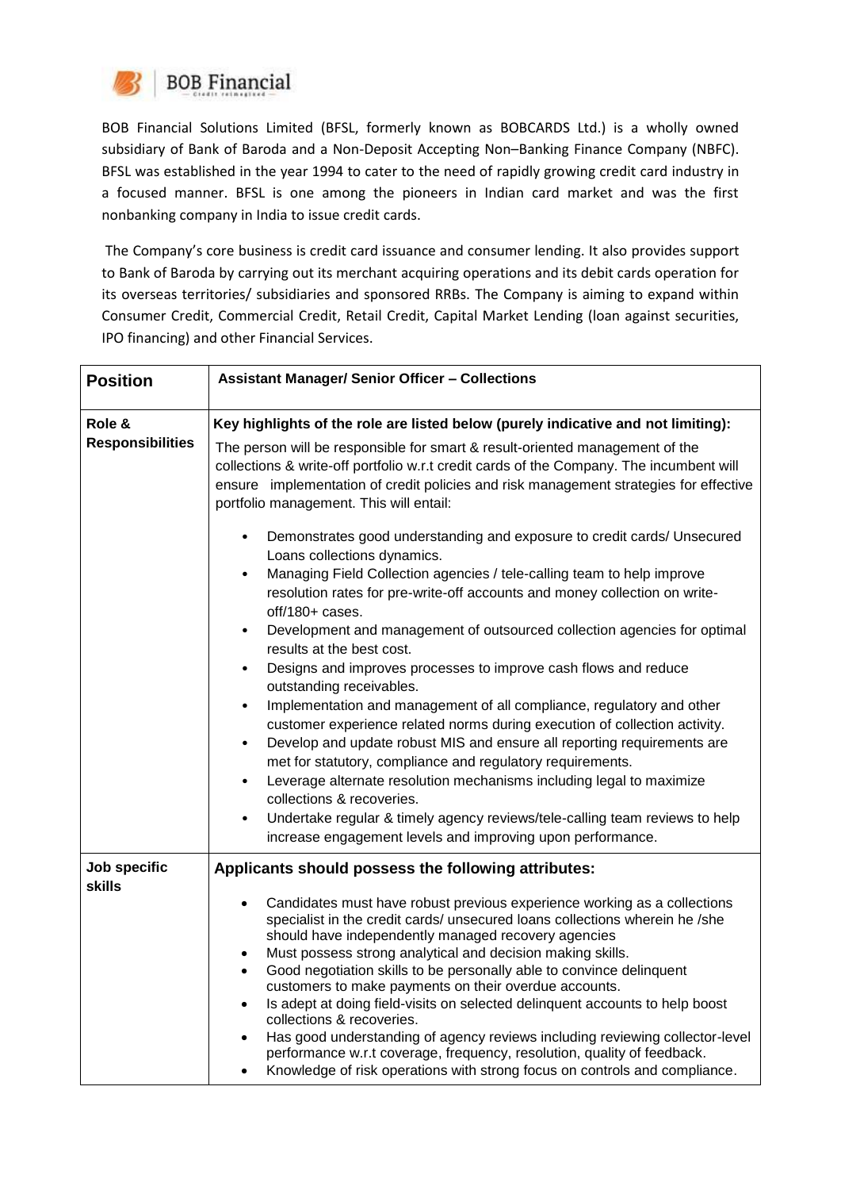BOB Financial

BOB Financial Solutions Limited (BFSL, formerly known as BOBCARDS Ltd.) is a wholly owned subsidiary of Bank of Baroda and a Non-Deposit Accepting Non–Banking Finance Company (NBFC). BFSL was established in the year 1994 to cater to the need of rapidly growing credit card industry in a focused manner. BFSL is one among the pioneers in Indian card market and was the first nonbanking company in India to issue credit cards.

The Company's core business is credit card issuance and consumer lending. It also provides support to Bank of Baroda by carrying out its merchant acquiring operations and its debit cards operation for its overseas territories/ subsidiaries and sponsored RRBs. The Company is aiming to expand within Consumer Credit, Commercial Credit, Retail Credit, Capital Market Lending (loan against securities, IPO financing) and other Financial Services.

| **Position** | **Assistant Manager/ Senior Officer – Collections** |
|---|---|
| **Role & Responsibilities** | **Key highlights of the role are listed below (purely indicative and not limiting):** The person will be responsible for smart & result-oriented management of the collections & write-off portfolio w.r.t credit cards of the Company. The incumbent will ensure implementation of credit policies and risk management strategies for effective portfolio management. This will entail: <br>• Demonstrates good understanding and exposure to credit cards/ Unsecured Loans collections dynamics.<br>• Managing Field Collection agencies / tele-calling team to help improve resolution rates for pre-write-off accounts and money collection on write-off/180+ cases.<br>• Development and management of outsourced collection agencies for optimal results at the best cost.<br>• Designs and improves processes to improve cash flows and reduce outstanding receivables.<br>• Implementation and management of all compliance, regulatory and other customer experience related norms during execution of collection activity.<br>• Develop and update robust MIS and ensure all reporting requirements are met for statutory, compliance and regulatory requirements.<br>• Leverage alternate resolution mechanisms including legal to maximize collections & recoveries.<br>• Undertake regular & timely agency reviews/tele-calling team reviews to help increase engagement levels and improving upon performance. |
| **Job specific skills** | **Applicants should possess the following attributes:**<br>• Candidates must have robust previous experience working as a collections specialist in the credit cards/ unsecured loans collections wherein he /she should have independently managed recovery agencies<br>• Must possess strong analytical and decision making skills.<br>• Good negotiation skills to be personally able to convince delinquent customers to make payments on their overdue accounts.<br>• Is adept at doing field-visits on selected delinquent accounts to help boost collections & recoveries.<br>• Has good understanding of agency reviews including reviewing collector-level performance w.r.t coverage, frequency, resolution, quality of feedback.<br>• Knowledge of risk operations with strong focus on controls and compliance. |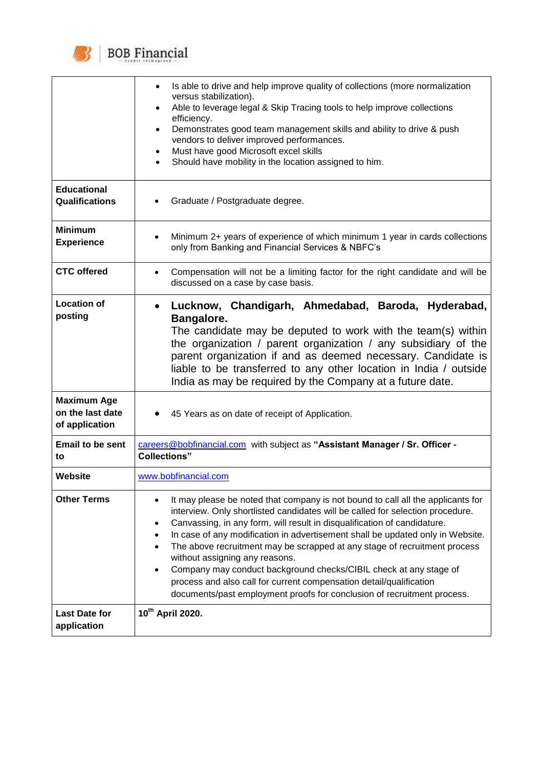| | |
|---|---|
| | • Is able to drive and help improve quality of collections (more normalization versus stabilization).<br>• Able to leverage legal & Skip Tracing tools to help improve collections efficiency.<br>• Demonstrates good team management skills and ability to drive & push vendors to deliver improved performances.<br>• Must have good Microsoft excel skills<br>• Should have mobility in the location assigned to him. |
| **Educational Qualifications** | • Graduate / Postgraduate degree. |
| **Minimum Experience** | • Minimum 2+ years of experience of which minimum 1 year in cards collections only from Banking and Financial Services & NBFC's |
| **CTC offered** | • Compensation will not be a limiting factor for the right candidate and will be discussed on a case by case basis. |
| **Location of posting** | • **Lucknow, Chandigarh, Ahmedabad, Baroda, Hyderabad, Bangalore.**<br>The candidate may be deputed to work with the team(s) within the organization / parent organization / any subsidiary of the parent organization if and as deemed necessary. Candidate is liable to be transferred to any other location in India / outside India as may be required by the Company at a future date. |
| **Maximum Age on the last date of application** | • 45 Years as on date of receipt of Application. |
| **Email to be sent to** | careers@bobfinancial.com with subject as **"Assistant Manager / Sr. Officer - Collections"** |
| **Website** | www.bobfinancial.com |
| **Other Terms** | • It may please be noted that company is not bound to call all the applicants for interview. Only shortlisted candidates will be called for selection procedure.<br>• Canvassing, in any form, will result in disqualification of candidature.<br>• In case of any modification in advertisement shall be updated only in Website.<br>• The above recruitment may be scrapped at any stage of recruitment process without assigning any reasons.<br>• Company may conduct background checks/CIBIL check at any stage of process and also call for current compensation detail/qualification documents/past employment proofs for conclusion of recruitment process. |
| **Last Date for application** | **10th April 2020.** |